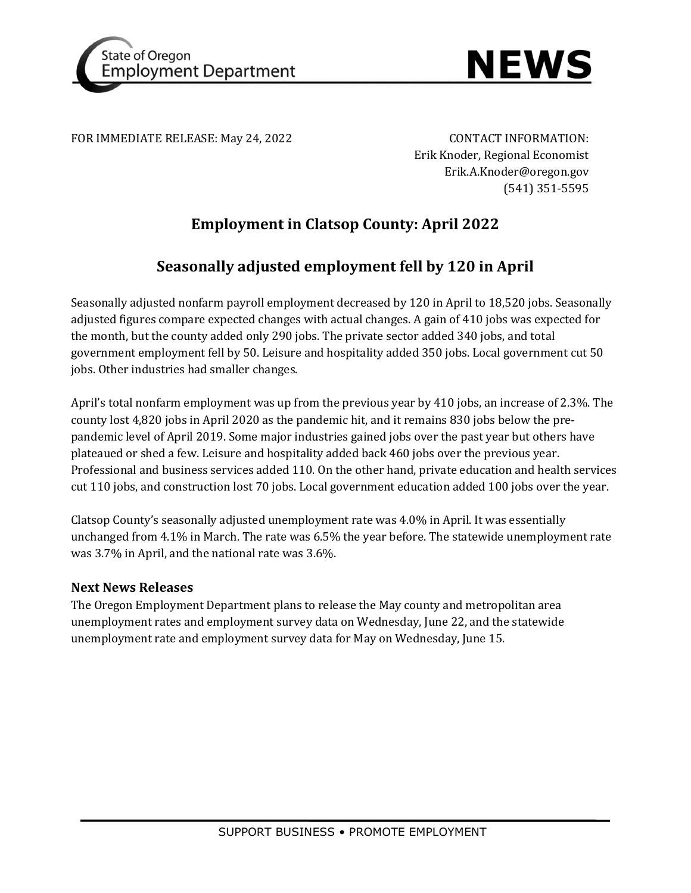State of Oregon Employment Department

# NEWS

FOR IMMEDIATE RELEASE: May 24, 2022

CONTACT INFORMATION:
Erik Knoder, Regional Economist
Erik.A.Knoder@oregon.gov
(541) 351-5595

## Employment in Clatsop County: April 2022

## Seasonally adjusted employment fell by 120 in April

Seasonally adjusted nonfarm payroll employment decreased by 120 in April to 18,520 jobs. Seasonally adjusted figures compare expected changes with actual changes. A gain of 410 jobs was expected for the month, but the county added only 290 jobs. The private sector added 340 jobs, and total government employment fell by 50. Leisure and hospitality added 350 jobs. Local government cut 50 jobs. Other industries had smaller changes.

April's total nonfarm employment was up from the previous year by 410 jobs, an increase of 2.3%. The county lost 4,820 jobs in April 2020 as the pandemic hit, and it remains 830 jobs below the pre-pandemic level of April 2019. Some major industries gained jobs over the past year but others have plateaued or shed a few. Leisure and hospitality added back 460 jobs over the previous year. Professional and business services added 110. On the other hand, private education and health services cut 110 jobs, and construction lost 70 jobs. Local government education added 100 jobs over the year.

Clatsop County's seasonally adjusted unemployment rate was 4.0% in April. It was essentially unchanged from 4.1% in March. The rate was 6.5% the year before. The statewide unemployment rate was 3.7% in April, and the national rate was 3.6%.

### Next News Releases

The Oregon Employment Department plans to release the May county and metropolitan area unemployment rates and employment survey data on Wednesday, June 22, and the statewide unemployment rate and employment survey data for May on Wednesday, June 15.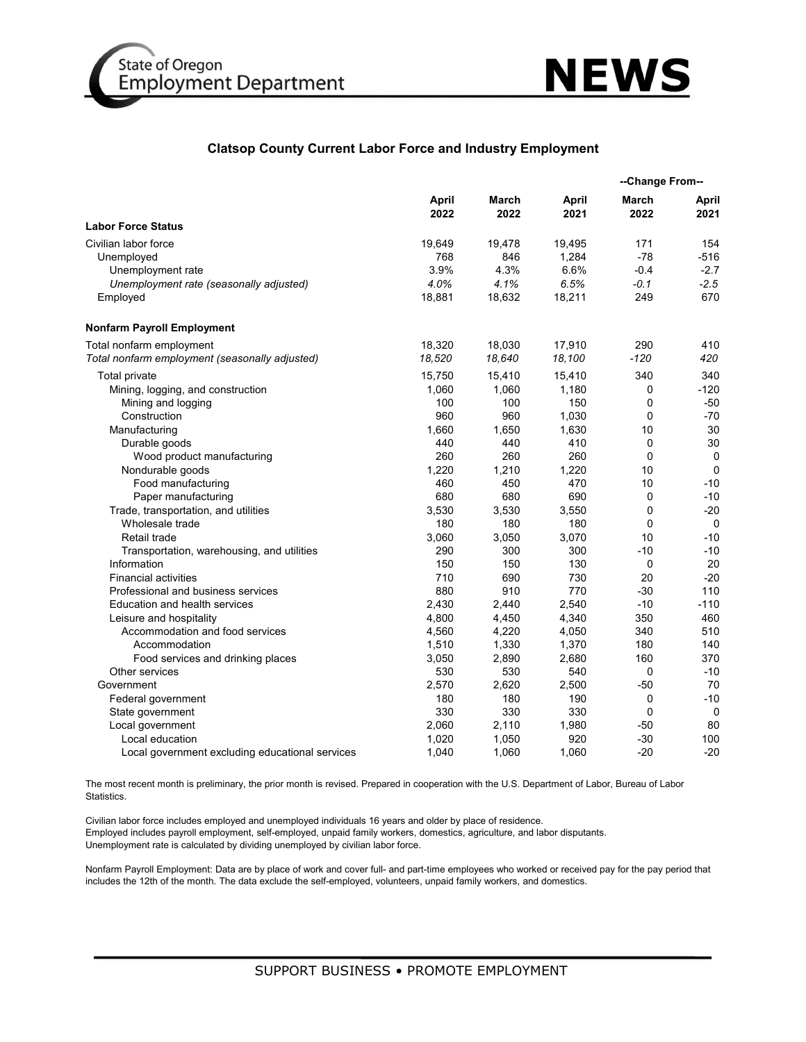## Clatsop County Current Labor Force and Industry Employment

| | April 2022 | March 2022 | April 2021 | --Change From-- March 2022 | --Change From-- April 2021 |
|---|---|---|---|---|---|
| **Labor Force Status** | | | | | |
| Civilian labor force | 19,649 | 19,478 | 19,495 | 171 | 154 |
| Unemployed | 768 | 846 | 1,284 | -78 | -516 |
| Unemployment rate | 3.9% | 4.3% | 6.6% | -0.4 | -2.7 |
| *Unemployment rate (seasonally adjusted)* | *4.0%* | *4.1%* | *6.5%* | *-0.1* | *-2.5* |
| Employed | 18,881 | 18,632 | 18,211 | 249 | 670 |
| **Nonfarm Payroll Employment** | | | | | |
| Total nonfarm employment | 18,320 | 18,030 | 17,910 | 290 | 410 |
| *Total nonfarm employment (seasonally adjusted)* | *18,520* | *18,640* | *18,100* | *-120* | *420* |
| Total private | 15,750 | 15,410 | 15,410 | 340 | 340 |
| Mining, logging, and construction | 1,060 | 1,060 | 1,180 | 0 | -120 |
| Mining and logging | 100 | 100 | 150 | 0 | -50 |
| Construction | 960 | 960 | 1,030 | 0 | -70 |
| Manufacturing | 1,660 | 1,650 | 1,630 | 10 | 30 |
| Durable goods | 440 | 440 | 410 | 0 | 30 |
| Wood product manufacturing | 260 | 260 | 260 | 0 | 0 |
| Nondurable goods | 1,220 | 1,210 | 1,220 | 10 | 0 |
| Food manufacturing | 460 | 450 | 470 | 10 | -10 |
| Paper manufacturing | 680 | 680 | 690 | 0 | -10 |
| Trade, transportation, and utilities | 3,530 | 3,530 | 3,550 | 0 | -20 |
| Wholesale trade | 180 | 180 | 180 | 0 | 0 |
| Retail trade | 3,060 | 3,050 | 3,070 | 10 | -10 |
| Transportation, warehousing, and utilities | 290 | 300 | 300 | -10 | -10 |
| Information | 150 | 150 | 130 | 0 | 20 |
| Financial activities | 710 | 690 | 730 | 20 | -20 |
| Professional and business services | 880 | 910 | 770 | -30 | 110 |
| Education and health services | 2,430 | 2,440 | 2,540 | -10 | -110 |
| Leisure and hospitality | 4,800 | 4,450 | 4,340 | 350 | 460 |
| Accommodation and food services | 4,560 | 4,220 | 4,050 | 340 | 510 |
| Accommodation | 1,510 | 1,330 | 1,370 | 180 | 140 |
| Food services and drinking places | 3,050 | 2,890 | 2,680 | 160 | 370 |
| Other services | 530 | 530 | 540 | 0 | -10 |
| Government | 2,570 | 2,620 | 2,500 | -50 | 70 |
| Federal government | 180 | 180 | 190 | 0 | -10 |
| State government | 330 | 330 | 330 | 0 | 0 |
| Local government | 2,060 | 2,110 | 1,980 | -50 | 80 |
| Local education | 1,020 | 1,050 | 920 | -30 | 100 |
| Local government excluding educational services | 1,040 | 1,060 | 1,060 | -20 | -20 |

The most recent month is preliminary, the prior month is revised. Prepared in cooperation with the U.S. Department of Labor, Bureau of Labor Statistics.

Civilian labor force includes employed and unemployed individuals 16 years and older by place of residence.
Employed includes payroll employment, self-employed, unpaid family workers, domestics, agriculture, and labor disputants.
Unemployment rate is calculated by dividing unemployed by civilian labor force.

Nonfarm Payroll Employment: Data are by place of work and cover full- and part-time employees who worked or received pay for the pay period that includes the 12th of the month. The data exclude the self-employed, volunteers, unpaid family workers, and domestics.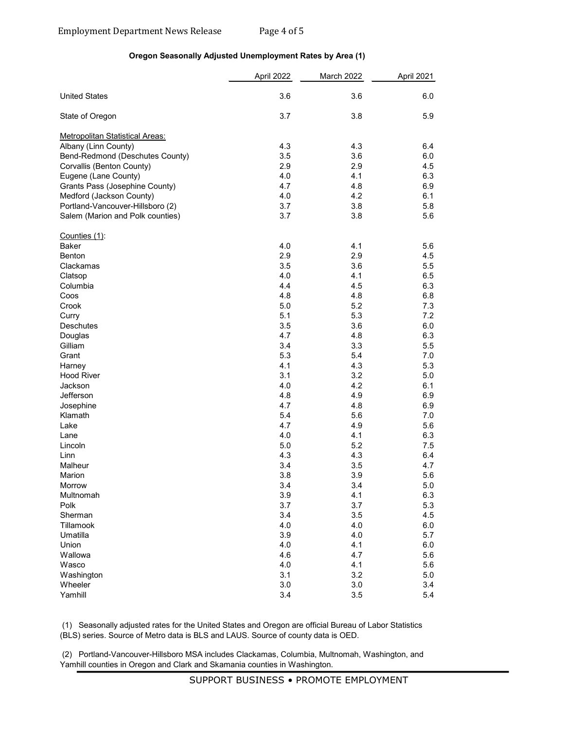**Oregon Seasonally Adjusted Unemployment Rates by Area (1)**

| | April 2022 | March 2022 | April 2021 |
|---|---|---|---|
| United States | 3.6 | 3.6 | 6.0 |
| State of Oregon | 3.7 | 3.8 | 5.9 |
| Metropolitan Statistical Areas: | | | |
| Albany (Linn County) | 4.3 | 4.3 | 6.4 |
| Bend-Redmond (Deschutes County) | 3.5 | 3.6 | 6.0 |
| Corvallis (Benton County) | 2.9 | 2.9 | 4.5 |
| Eugene (Lane County) | 4.0 | 4.1 | 6.3 |
| Grants Pass (Josephine County) | 4.7 | 4.8 | 6.9 |
| Medford (Jackson County) | 4.0 | 4.2 | 6.1 |
| Portland-Vancouver-Hillsboro (2) | 3.7 | 3.8 | 5.8 |
| Salem (Marion and Polk counties) | 3.7 | 3.8 | 5.6 |
| Counties (1): | | | |
| Baker | 4.0 | 4.1 | 5.6 |
| Benton | 2.9 | 2.9 | 4.5 |
| Clackamas | 3.5 | 3.6 | 5.5 |
| Clatsop | 4.0 | 4.1 | 6.5 |
| Columbia | 4.4 | 4.5 | 6.3 |
| Coos | 4.8 | 4.8 | 6.8 |
| Crook | 5.0 | 5.2 | 7.3 |
| Curry | 5.1 | 5.3 | 7.2 |
| Deschutes | 3.5 | 3.6 | 6.0 |
| Douglas | 4.7 | 4.8 | 6.3 |
| Gilliam | 3.4 | 3.3 | 5.5 |
| Grant | 5.3 | 5.4 | 7.0 |
| Harney | 4.1 | 4.3 | 5.3 |
| Hood River | 3.1 | 3.2 | 5.0 |
| Jackson | 4.0 | 4.2 | 6.1 |
| Jefferson | 4.8 | 4.9 | 6.9 |
| Josephine | 4.7 | 4.8 | 6.9 |
| Klamath | 5.4 | 5.6 | 7.0 |
| Lake | 4.7 | 4.9 | 5.6 |
| Lane | 4.0 | 4.1 | 6.3 |
| Lincoln | 5.0 | 5.2 | 7.5 |
| Linn | 4.3 | 4.3 | 6.4 |
| Malheur | 3.4 | 3.5 | 4.7 |
| Marion | 3.8 | 3.9 | 5.6 |
| Morrow | 3.4 | 3.4 | 5.0 |
| Multnomah | 3.9 | 4.1 | 6.3 |
| Polk | 3.7 | 3.7 | 5.3 |
| Sherman | 3.4 | 3.5 | 4.5 |
| Tillamook | 4.0 | 4.0 | 6.0 |
| Umatilla | 3.9 | 4.0 | 5.7 |
| Union | 4.0 | 4.1 | 6.0 |
| Wallowa | 4.6 | 4.7 | 5.6 |
| Wasco | 4.0 | 4.1 | 5.6 |
| Washington | 3.1 | 3.2 | 5.0 |
| Wheeler | 3.0 | 3.0 | 3.4 |
| Yamhill | 3.4 | 3.5 | 5.4 |

(1) Seasonally adjusted rates for the United States and Oregon are official Bureau of Labor Statistics (BLS) series. Source of Metro data is BLS and LAUS. Source of county data is OED.

(2) Portland-Vancouver-Hillsboro MSA includes Clackamas, Columbia, Multnomah, Washington, and Yamhill counties in Oregon and Clark and Skamania counties in Washington.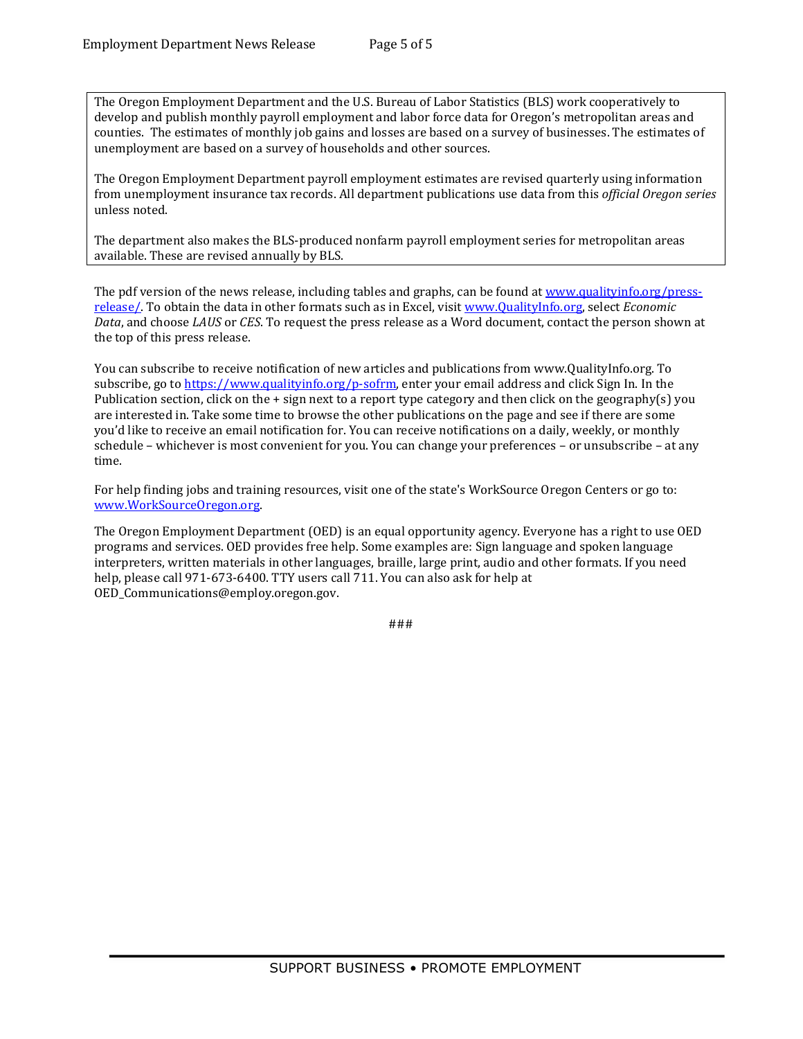The Oregon Employment Department and the U.S. Bureau of Labor Statistics (BLS) work cooperatively to develop and publish monthly payroll employment and labor force data for Oregon's metropolitan areas and counties. The estimates of monthly job gains and losses are based on a survey of businesses. The estimates of unemployment are based on a survey of households and other sources.

The Oregon Employment Department payroll employment estimates are revised quarterly using information from unemployment insurance tax records. All department publications use data from this *official Oregon series* unless noted.

The department also makes the BLS-produced nonfarm payroll employment series for metropolitan areas available. These are revised annually by BLS.

The pdf version of the news release, including tables and graphs, can be found at [www.qualityinfo.org/press-release/](www.qualityinfo.org/press-release/). To obtain the data in other formats such as in Excel, visit [www.QualityInfo.org](www.QualityInfo.org), select *Economic Data*, and choose *LAUS* or *CES*. To request the press release as a Word document, contact the person shown at the top of this press release.

You can subscribe to receive notification of new articles and publications from www.QualityInfo.org. To subscribe, go to [https://www.qualityinfo.org/p-sofrm](https://www.qualityinfo.org/p-sofrm), enter your email address and click Sign In. In the Publication section, click on the + sign next to a report type category and then click on the geography(s) you are interested in. Take some time to browse the other publications on the page and see if there are some you'd like to receive an email notification for. You can receive notifications on a daily, weekly, or monthly schedule – whichever is most convenient for you. You can change your preferences – or unsubscribe – at any time.

For help finding jobs and training resources, visit one of the state's WorkSource Oregon Centers or go to: [www.WorkSourceOregon.org](www.WorkSourceOregon.org).

The Oregon Employment Department (OED) is an equal opportunity agency. Everyone has a right to use OED programs and services. OED provides free help. Some examples are: Sign language and spoken language interpreters, written materials in other languages, braille, large print, audio and other formats. If you need help, please call 971-673-6400. TTY users call 711. You can also ask for help at OED_Communications@employ.oregon.gov.

###